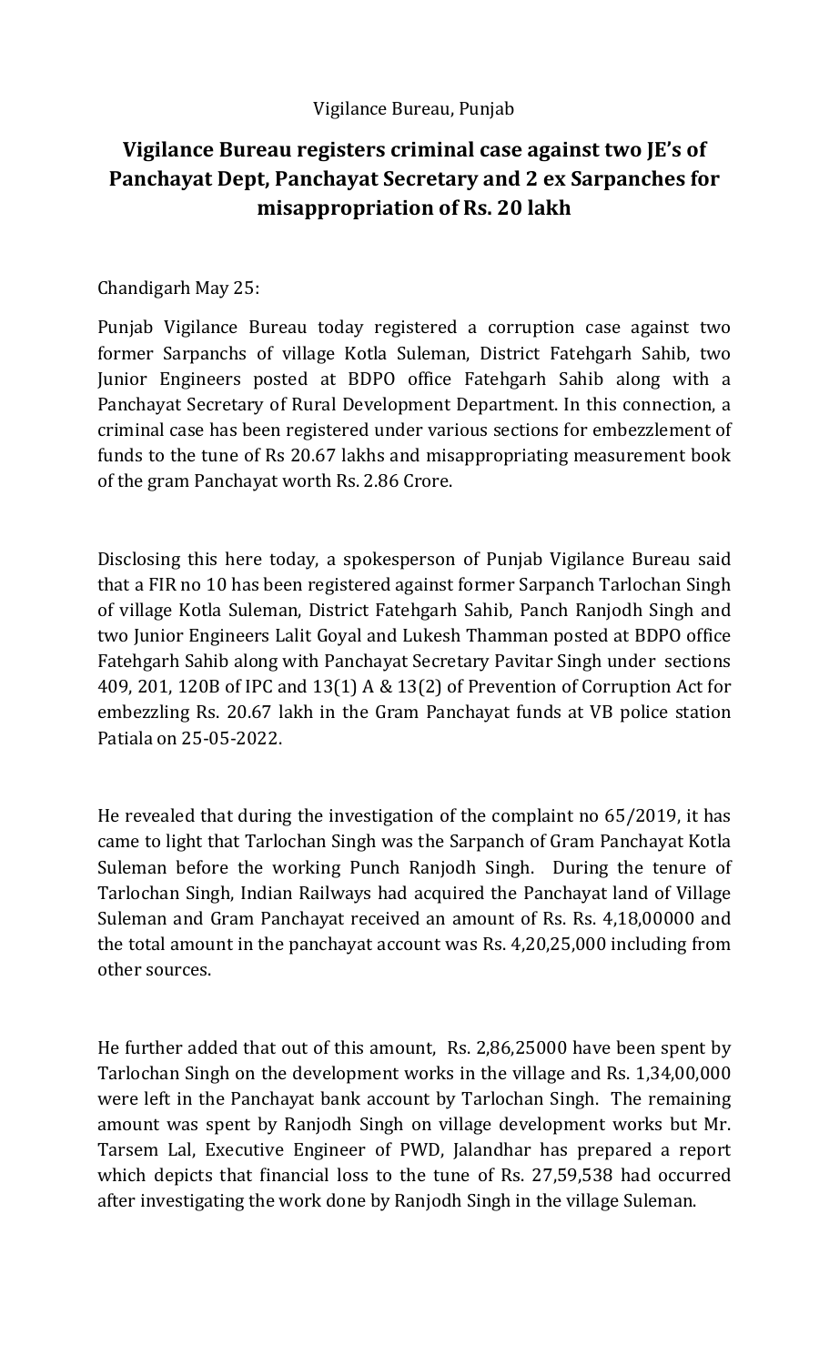Vigilance Bureau, Punjab

# Vigilance Bureau registers criminal case against two JE's of Panchayat Dept, Panchayat Secretary and 2 ex Sarpanches for misappropriation of Rs. 20 lakh

Chandigarh May 25:

Punjab Vigilance Bureau today registered a corruption case against two former Sarpanchs of village Kotla Suleman, District Fatehgarh Sahib, two Junior Engineers posted at BDPO office Fatehgarh Sahib along with a Panchayat Secretary of Rural Development Department. In this connection, a criminal case has been registered under various sections for embezzlement of funds to the tune of Rs 20.67 lakhs and misappropriating measurement book of the gram Panchayat worth Rs. 2.86 Crore.

Disclosing this here today, a spokesperson of Punjab Vigilance Bureau said that a FIR no 10 has been registered against former Sarpanch Tarlochan Singh of village Kotla Suleman, District Fatehgarh Sahib, Panch Ranjodh Singh and two Junior Engineers Lalit Goyal and Lukesh Thamman posted at BDPO office Fatehgarh Sahib along with Panchayat Secretary Pavitar Singh under sections 409, 201, 120B of IPC and 13(1) A & 13(2) of Prevention of Corruption Act for embezzling Rs. 20.67 lakh in the Gram Panchayat funds at VB police station Patiala on 25-05-2022.

He revealed that during the investigation of the complaint no 65/2019, it has came to light that Tarlochan Singh was the Sarpanch of Gram Panchayat Kotla Suleman before the working Punch Ranjodh Singh. During the tenure of Tarlochan Singh, Indian Railways had acquired the Panchayat land of Village Suleman and Gram Panchayat received an amount of Rs. Rs. 4,18,00000 and the total amount in the panchayat account was Rs. 4,20,25,000 including from other sources.

He further added that out of this amount, Rs. 2,86,25000 have been spent by Tarlochan Singh on the development works in the village and Rs. 1,34,00,000 were left in the Panchayat bank account by Tarlochan Singh. The remaining amount was spent by Ranjodh Singh on village development works but Mr. Tarsem Lal, Executive Engineer of PWD, Jalandhar has prepared a report which depicts that financial loss to the tune of Rs. 27,59,538 had occurred after investigating the work done by Ranjodh Singh in the village Suleman.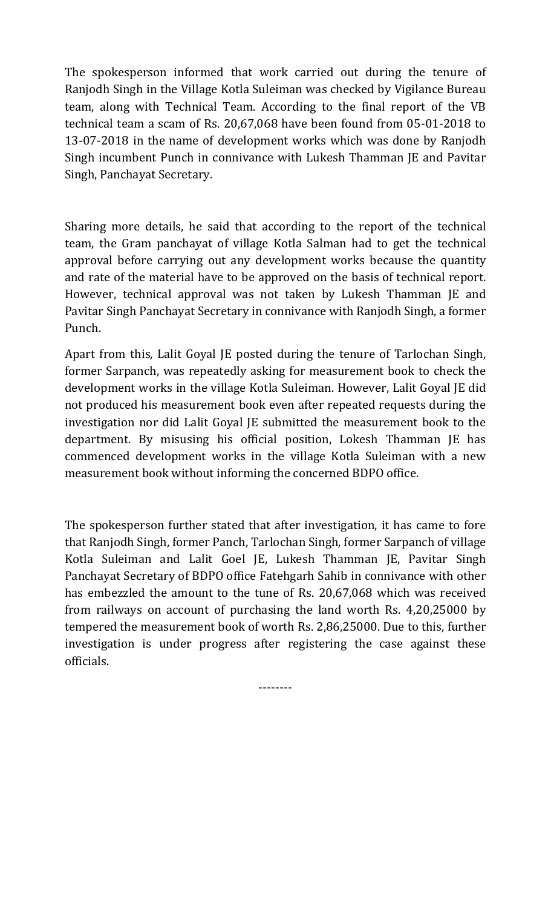The spokesperson informed that work carried out during the tenure of Ranjodh Singh in the Village Kotla Suleiman was checked by Vigilance Bureau team, along with Technical Team. According to the final report of the VB technical team a scam of Rs. 20,67,068 have been found from 05-01-2018 to 13-07-2018 in the name of development works which was done by Ranjodh Singh incumbent Punch in connivance with Lukesh Thamman JE and Pavitar Singh, Panchayat Secretary.

Sharing more details, he said that according to the report of the technical team, the Gram panchayat of village Kotla Salman had to get the technical approval before carrying out any development works because the quantity and rate of the material have to be approved on the basis of technical report. However, technical approval was not taken by Lukesh Thamman JE and Pavitar Singh Panchayat Secretary in connivance with Ranjodh Singh, a former Punch.

Apart from this, Lalit Goyal JE posted during the tenure of Tarlochan Singh, former Sarpanch, was repeatedly asking for measurement book to check the development works in the village Kotla Suleiman. However, Lalit Goyal JE did not produced his measurement book even after repeated requests during the investigation nor did Lalit Goyal JE submitted the measurement book to the department. By misusing his official position, Lokesh Thamman JE has commenced development works in the village Kotla Suleiman with a new measurement book without informing the concerned BDPO office.

The spokesperson further stated that after investigation, it has came to fore that Ranjodh Singh, former Panch, Tarlochan Singh, former Sarpanch of village Kotla Suleiman and Lalit Goel JE, Lukesh Thamman JE, Pavitar Singh Panchayat Secretary of BDPO office Fatehgarh Sahib in connivance with other has embezzled the amount to the tune of Rs. 20,67,068 which was received from railways on account of purchasing the land worth Rs. 4,20,25000 by tempered the measurement book of worth Rs. 2,86,25000. Due to this, further investigation is under progress after registering the case against these officials.

--------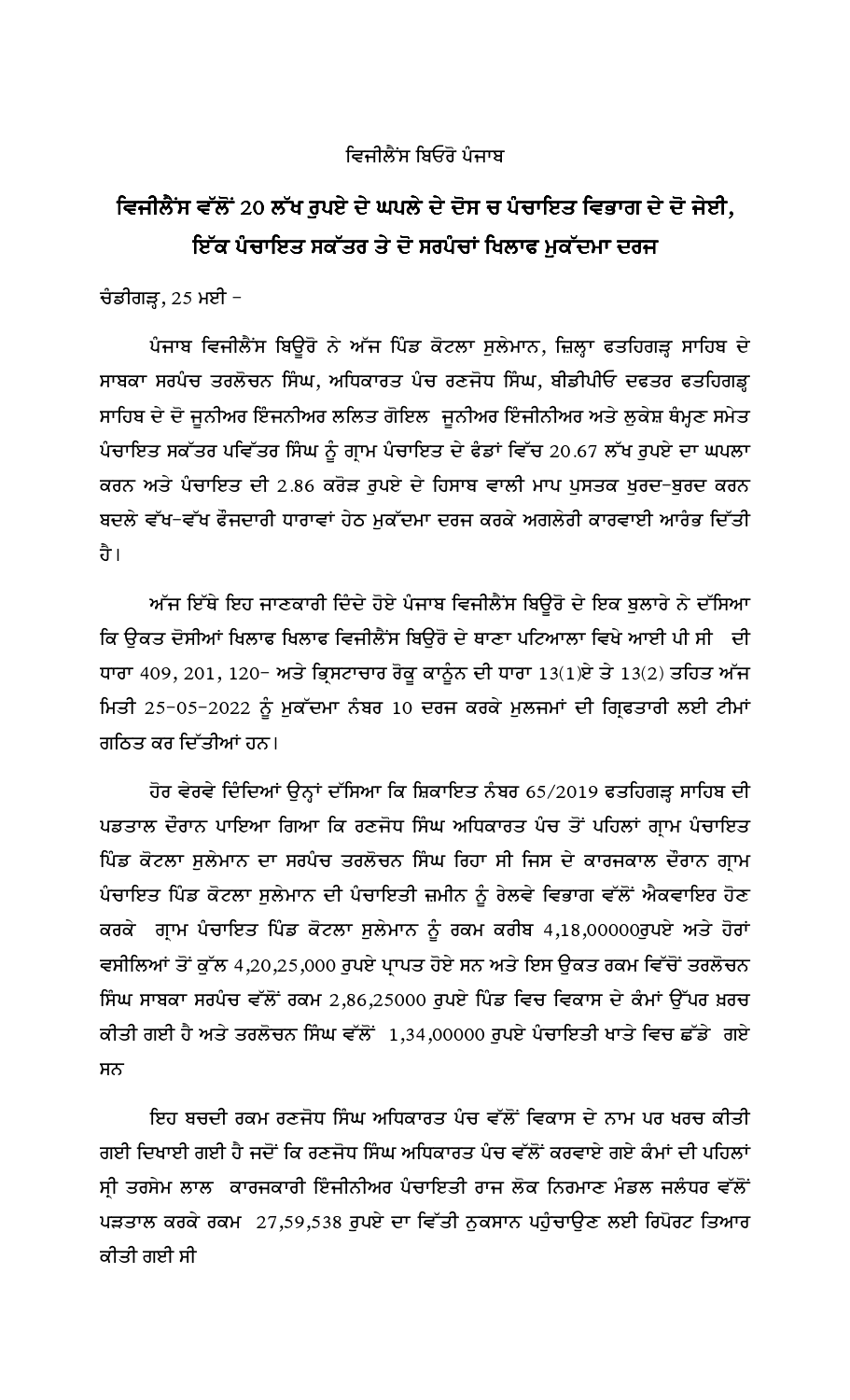ਵਿਜੀਲੈਂਸ ਬਿਓਰੋ ਪੰਜਾਬ

## ਵਿਜੀਲੈਂਸ ਵੱਲੋਂ 20 ਲੱਖ ਰੁਪਏ ਦੇ ਘਪਲੇ ਦੇ ਦੋਸ ਚ ਪੰਚਾਇਤ ਵਿਭਾਗ ਦੇ ਦੋ ਜੇਈ, ਇੱਕ ਪੰਚਾਇਤ ਸਕੱਤਰ ਤੇ ਦੋ ਸਰਪੰਚਾਂ ਖਿਲਾਫ ਮੁਕੱਦਮਾ ਦਰਜ

ਚੰਡੀਗੜ੍ਹ, 25 ਮਈ –

ਪੰਜਾਬ ਵਿਜੀਲੈਂਸ ਬਿਊਰੋ ਨੇ ਅੱਜ ਪਿੰਡ ਕੋਟਲਾ ਸੁਲੇਮਾਨ, ਜ਼ਿਲ੍ਹਾ ਫਤਹਿਗੜ੍ਹ ਸਾਹਿਬ ਦੇ ਸਾਬਕਾ ਸਰਪੰਚ ਤਰਲੋਚਨ ਸਿੰਘ, ਅਧਿਕਾਰਤ ਪੰਚ ਰਣਜੋਧ ਸਿੰਘ, ਬੀਡੀਪੀਓ ਦਫਤਰ ਫਤਹਿਗੜ੍ਹ ਸਾਹਿਬ ਦੇ ਦੋ ਜੂਨੀਅਰ ਇੰਜਨੀਅਰ ਲਲਿਤ ਗੋਇਲ ਜੂਨੀਅਰ ਇੰਜੀਨੀਅਰ ਅਤੇ ਲੁਕੇਸ਼ ਥੰਮ੍ਹਣ ਸਮੇਤ ਪੰਚਾਇਤ ਸਕੱਤਰ ਪਵਿੱਤਰ ਸਿੰਘ ਨੂੰ ਗ੍ਰਾਮ ਪੰਚਾਇਤ ਦੇ ਫੰਡਾਂ ਵਿੱਚ 20.67 ਲੱਖ ਰੁਪਏ ਦਾ ਘਪਲਾ ਕਰਨ ਅਤੇ ਪੰਚਾਇਤ ਦੀ 2.86 ਕਰੋੜ ਰੁਪਏ ਦੇ ਹਿਸਾਬ ਵਾਲੀ ਮਾਪ ਪੁਸਤਕ ਖੁਰਦ-ਬੁਰਦ ਕਰਨ ਬਦਲੇ ਵੱਖ-ਵੱਖ ਫੌਜਦਾਰੀ ਧਾਰਾਵਾਂ ਹੇਠ ਮੁਕੱਦਮਾ ਦਰਜ ਕਰਕੇ ਅਗਲੇਰੀ ਕਾਰਵਾਈ ਆਰੰਭ ਦਿੱਤੀ ਹੈ।

ਅੱਜ ਇੱਥੇ ਇਹ ਜਾਣਕਾਰੀ ਦਿੰਦੇ ਹੋਏ ਪੰਜਾਬ ਵਿਜੀਲੈਂਸ ਬਿਊਰੋ ਦੇ ਇਕ ਬੁਲਾਰੇ ਨੇ ਦੱਸਿਆ ਕਿ ਉਕਤ ਦੋਸੀਆਂ ਖਿਲਾਫ ਖਿਲਾਫ ਵਿਜੀਲੈਂਸ ਬਿਊਰੋ ਦੇ ਥਾਣਾ ਪਟਿਆਲਾ ਵਿਖੇ ਆਈ ਪੀ ਸੀ ਦੀ ਧਾਰਾ 409, 201, 120- ਅਤੇ ਭ੍ਰਿਸ਼ਟਾਚਾਰ ਰੋਕੂ ਕਾਨੂੰਨ ਦੀ ਧਾਰਾ 13(1)ਏ ਤੇ 13(2) ਤਹਿਤ ਅੱਜ ਮਿਤੀ 25-05-2022 ਨੂੰ ਮੁਕੱਦਮਾ ਨੰਬਰ 10 ਦਰਜ ਕਰਕੇ ਮੁਲਜਮਾਂ ਦੀ ਗ੍ਰਿਫਤਾਰੀ ਲਈ ਟੀਮਾਂ ਗਠਿਤ ਕਰ ਦਿੱਤੀਆਂ ਹਨ।

ਹੋਰ ਵੇਰਵੇ ਦਿੰਦਿਆਂ ਉਨ੍ਹਾਂ ਦੱਸਿਆ ਕਿ ਸ਼ਿਕਾਇਤ ਨੰਬਰ 65/2019 ਫਤਹਿਗੜ੍ਹ ਸਾਹਿਬ ਦੀ ਪੜਤਾਲ ਦੌਰਾਨ ਪਾਇਆ ਗਿਆ ਕਿ ਰਣਜੋਧ ਸਿੰਘ ਅਧਿਕਾਰਤ ਪੰਚ ਤੋਂ ਪਹਿਲਾਂ ਗ੍ਰਾਮ ਪੰਚਾਇਤ ਪਿੰਡ ਕੋਟਲਾ ਸੁਲੇਮਾਨ ਦਾ ਸਰਪੰਚ ਤਰਲੋਚਨ ਸਿੰਘ ਰਿਹਾ ਸੀ ਜਿਸ ਦੇ ਕਾਰਜਕਾਲ ਦੌਰਾਨ ਗ੍ਰਾਮ ਪੰਚਾਇਤ ਪਿੰਡ ਕੋਟਲਾ ਸੁਲੇਮਾਨ ਦੀ ਪੰਚਾਇਤੀ ਜ਼ਮੀਨ ਨੂੰ ਰੇਲਵੇ ਵਿਭਾਗ ਵੱਲੋਂ ਐਕਵਾਇਰ ਹੋਣ ਕਰਕੇ ਗ੍ਰਾਮ ਪੰਚਾਇਤ ਪਿੰਡ ਕੋਟਲਾ ਸੁਲੇਮਾਨ ਨੂੰ ਰਕਮ ਕਰੀਬ 4,18,00000ਰੁਪਏ ਅਤੇ ਹੋਰਾਂ ਵਸੀਲਿਆਂ ਤੋਂ ਕੁੱਲ 4,20,25,000 ਰੁਪਏ ਪ੍ਰਾਪਤ ਹੋਏ ਸਨ ਅਤੇ ਇਸ ਉਕਤ ਰਕਮ ਵਿੱਚੋਂ ਤਰਲੋਚਨ ਸਿੰਘ ਸਾਬਕਾ ਸਰਪੰਚ ਵੱਲੋਂ ਰਕਮ 2,86,25000 ਰੁਪਏ ਪਿੰਡ ਵਿਚ ਵਿਕਾਸ ਦੇ ਕੰਮਾਂ ਉੱਪਰ ਖ਼ਰਚ ਕੀਤੀ ਗਈ ਹੈ ਅਤੇ ਤਰਲੋਚਨ ਸਿੰਘ ਵੱਲੋਂ 1,34,00000 ਰੁਪਏ ਪੰਚਾਇਤੀ ਖਾਤੇ ਵਿਚ ਛੱਡੇ ਗਏ ਸਨ

ਇਹ ਬਚਦੀ ਰਕਮ ਰਣਜੋਧ ਸਿੰਘ ਅਧਿਕਾਰਤ ਪੰਚ ਵੱਲੋਂ ਵਿਕਾਸ ਦੇ ਨਾਮ ਪਰ ਖਰਚ ਕੀਤੀ ਗਈ ਦਿਖਾਈ ਗਈ ਹੈ ਜਦੋਂ ਕਿ ਰਣਜੋਧ ਸਿੰਘ ਅਧਿਕਾਰਤ ਪੰਚ ਵੱਲੋਂ ਕਰਵਾਏ ਗਏ ਕੰਮਾਂ ਦੀ ਪਹਿਲਾਂ ਸ੍ਰੀ ਤਰਸੇਮ ਲਾਲ ਕਾਰਜਕਾਰੀ ਇੰਜੀਨੀਅਰ ਪੰਚਾਇਤੀ ਰਾਜ ਲੋਕ ਨਿਰਮਾਣ ਮੰਡਲ ਜਲੰਧਰ ਵੱਲੋਂ ਪੜਤਾਲ ਕਰਕੇ ਰਕਮ 27,59,538 ਰੁਪਏ ਦਾ ਵਿੱਤੀ ਨੁਕਸਾਨ ਪਹੁੰਚਾਉਣ ਲਈ ਰਿਪੋਰਟ ਤਿਆਰ ਕੀਤੀ ਗਈ ਸੀ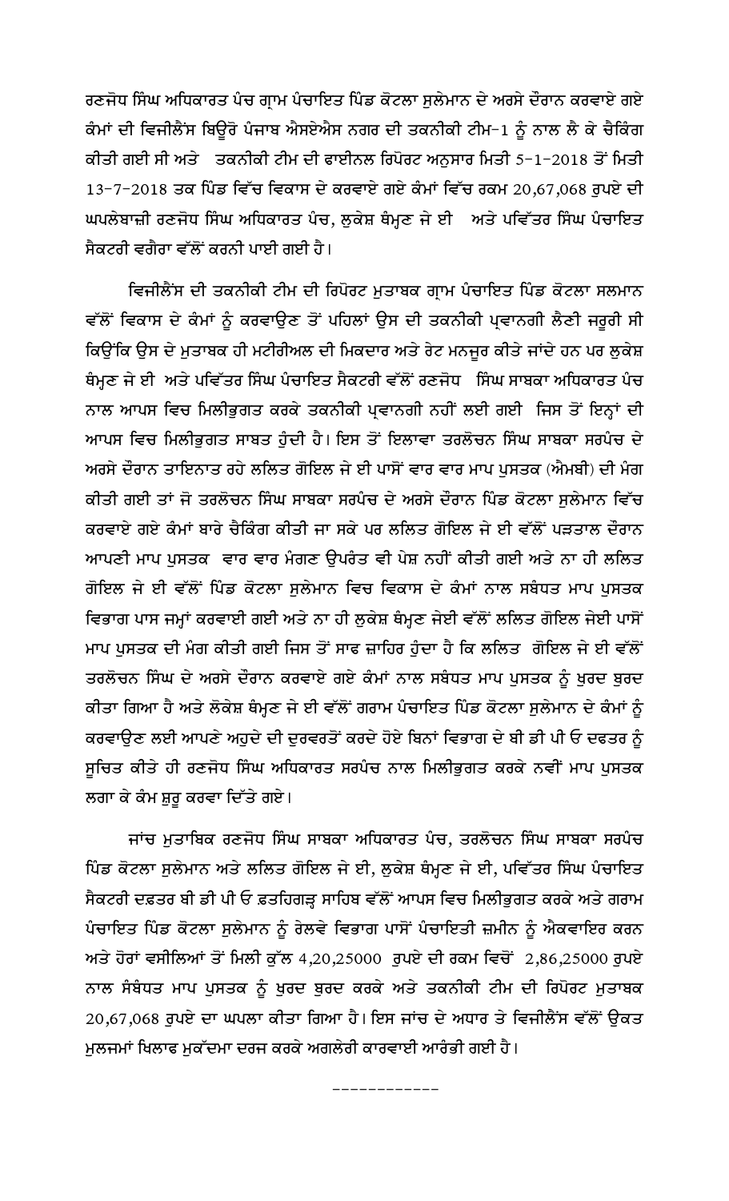ਰਣਜੋਧ ਸਿੰਘ ਅਧਿਕਾਰਤ ਪੰਚ ਗ੍ਰਾਮ ਪੰਚਾਇਤ ਪਿੰਡ ਕੋਟਲਾ ਸੁਲੇਮਾਨ ਦੇ ਅਰਸੇ ਦੌਰਾਨ ਕਰਵਾਏ ਗਏ ਕੰਮਾਂ ਦੀ ਵਿਜੀਲੈਂਸ ਬਿਊਰੋ ਪੰਜਾਬ ਐਸਏਐਸ ਨਗਰ ਦੀ ਤਕਨੀਕੀ ਟੀਮ-1 ਨੂੰ ਨਾਲ ਲੈ ਕੇ ਚੈਕਿੰਗ ਕੀਤੀ ਗਈ ਸੀ ਅਤੇ ਤਕਨੀਕੀ ਟੀਮ ਦੀ ਫਾਈਨਲ ਰਿਪੋਰਟ ਅਨੁਸਾਰ ਮਿਤੀ 5-1-2018 ਤੋਂ ਮਿਤੀ 13-7-2018 ਤਕ ਪਿੰਡ ਵਿੱਚ ਵਿਕਾਸ ਦੇ ਕਰਵਾਏ ਗਏ ਕੰਮਾਂ ਵਿੱਚ ਰਕਮ 20,67,068 ਰੁਪਏ ਦੀ ਘਪਲੇਬਾਜ਼ੀ ਰਣਜੋਧ ਸਿੰਘ ਅਧਿਕਾਰਤ ਪੰਚ, ਲੁਕੇਸ਼ ਥੰਮ੍ਹਣ ਜੇ ਈ ਅਤੇ ਪਵਿੱਤਰ ਸਿੰਘ ਪੰਚਾਇਤ ਸੈਕਟਰੀ ਵਗੈਰਾ ਵੱਲੋਂ ਕਰਨੀ ਪਾਈ ਗਈ ਹੈ।

ਵਿਜੀਲੈਂਸ ਦੀ ਤਕਨੀਕੀ ਟੀਮ ਦੀ ਰਿਪੋਰਟ ਮੁਤਾਬਕ ਗ੍ਰਾਮ ਪੰਚਾਇਤ ਪਿੰਡ ਕੋਟਲਾ ਸਲਮਾਨ ਵੱਲੋਂ ਵਿਕਾਸ ਦੇ ਕੰਮਾਂ ਨੂੰ ਕਰਵਾਉਣ ਤੋਂ ਪਹਿਲਾਂ ਉਸ ਦੀ ਤਕਨੀਕੀ ਪ੍ਰਵਾਨਗੀ ਲੈਣੀ ਜਰੂਰੀ ਸੀ ਕਿਉਂਕਿ ਉਸ ਦੇ ਮੁਤਾਬਕ ਹੀ ਮਟੀਰੀਅਲ ਦੀ ਮਿਕਦਾਰ ਅਤੇ ਰੇਟ ਮਨਜ਼ੂਰ ਕੀਤੇ ਜਾਂਦੇ ਹਨ ਪਰ ਲੁਕੇਸ਼ ਥੰਮ੍ਹਣ ਜੇ ਈ ਅਤੇ ਪਵਿੱਤਰ ਸਿੰਘ ਪੰਚਾਇਤ ਸੈਕਟਰੀ ਵੱਲੋਂ ਰਣਜੋਧ ਸਿੰਘ ਸਾਬਕਾ ਅਧਿਕਾਰਤ ਪੰਚ ਨਾਲ ਆਪਸ ਵਿਚ ਮਿਲੀਭੁਗਤ ਕਰਕੇ ਤਕਨੀਕੀ ਪ੍ਰਵਾਨਗੀ ਨਹੀਂ ਲਈ ਗਈ ਜਿਸ ਤੋਂ ਇਨ੍ਹਾਂ ਦੀ ਆਪਸ ਵਿਚ ਮਿਲੀਭੁਗਤ ਸਾਬਤ ਹੁੰਦੀ ਹੈ। ਇਸ ਤੋਂ ਇਲਾਵਾ ਤਰਲੋਚਨ ਸਿੰਘ ਸਾਬਕਾ ਸਰਪੰਚ ਦੇ ਅਰਸੇ ਦੌਰਾਨ ਤਾਇਨਾਤ ਰਹੇ ਲਲਿਤ ਗੋਇਲ ਜੇ ਈ ਪਾਸੋਂ ਵਾਰ ਵਾਰ ਮਾਪ ਪੁਸਤਕ (ਐਮਬੀ) ਦੀ ਮੰਗ ਕੀਤੀ ਗਈ ਤਾਂ ਜੋ ਤਰਲੋਚਨ ਸਿੰਘ ਸਾਬਕਾ ਸਰਪੰਚ ਦੇ ਅਰਸੇ ਦੌਰਾਨ ਪਿੰਡ ਕੋਟਲਾ ਸੁਲੇਮਾਨ ਵਿੱਚ ਕਰਵਾਏ ਗਏ ਕੰਮਾਂ ਬਾਰੇ ਚੈਕਿੰਗ ਕੀਤੀ ਜਾ ਸਕੇ ਪਰ ਲਲਿਤ ਗੋਇਲ ਜੇ ਈ ਵੱਲੋਂ ਪੜਤਾਲ ਦੌਰਾਨ ਆਪਣੀ ਮਾਪ ਪੁਸਤਕ ਵਾਰ ਵਾਰ ਮੰਗਣ ਉਪਰੰਤ ਵੀ ਪੇਸ਼ ਨਹੀਂ ਕੀਤੀ ਗਈ ਅਤੇ ਨਾ ਹੀ ਲਲਿਤ ਗੋਇਲ ਜੇ ਈ ਵੱਲੋਂ ਪਿੰਡ ਕੋਟਲਾ ਸੁਲੇਮਾਨ ਵਿਚ ਵਿਕਾਸ ਦੇ ਕੰਮਾਂ ਨਾਲ ਸਬੰਧਤ ਮਾਪ ਪੁਸਤਕ ਵਿਭਾਗ ਪਾਸ ਜਮ੍ਹਾਂ ਕਰਵਾਈ ਗਈ ਅਤੇ ਨਾ ਹੀ ਲੁਕੇਸ਼ ਥੰਮ੍ਹਣ ਜੇਈ ਵੱਲੋਂ ਲਲਿਤ ਗੋਇਲ ਜੇਈ ਪਾਸੋਂ ਮਾਪ ਪੁਸਤਕ ਦੀ ਮੰਗ ਕੀਤੀ ਗਈ ਜਿਸ ਤੋਂ ਸਾਫ ਜ਼ਾਹਿਰ ਹੁੰਦਾ ਹੈ ਕਿ ਲਲਿਤ ਗੋਇਲ ਜੇ ਈ ਵੱਲੋਂ ਤਰਲੋਚਨ ਸਿੰਘ ਦੇ ਅਰਸੇ ਦੌਰਾਨ ਕਰਵਾਏ ਗਏ ਕੰਮਾਂ ਨਾਲ ਸਬੰਧਤ ਮਾਪ ਪੁਸਤਕ ਨੂੰ ਖੁਰਦ ਬੁਰਦ ਕੀਤਾ ਗਿਆ ਹੈ ਅਤੇ ਲੋਕੇਸ਼ ਥੰਮ੍ਹਣ ਜੇ ਈ ਵੱਲੋਂ ਗਰਾਮ ਪੰਚਾਇਤ ਪਿੰਡ ਕੋਟਲਾ ਸੁਲੇਮਾਨ ਦੇ ਕੰਮਾਂ ਨੂੰ ਕਰਵਾਉਣ ਲਈ ਆਪਣੇ ਅਹੁਦੇ ਦੀ ਦੁਰਵਰਤੋਂ ਕਰਦੇ ਹੋਏ ਬਿਨਾਂ ਵਿਭਾਗ ਦੇ ਬੀ ਡੀ ਪੀ ਓ ਦਫਤਰ ਨੂੰ ਸੂਚਿਤ ਕੀਤੇ ਹੀ ਰਣਜੋਧ ਸਿੰਘ ਅਧਿਕਾਰਤ ਸਰਪੰਚ ਨਾਲ ਮਿਲੀਭੁਗਤ ਕਰਕੇ ਨਵੀਂ ਮਾਪ ਪੁਸਤਕ ਲਗਾ ਕੇ ਕੰਮ ਸ਼ੁਰੂ ਕਰਵਾ ਦਿੱਤੇ ਗਏ।

ਜਾਂਚ ਮੁਤਾਬਿਕ ਰਣਜੋਧ ਸਿੰਘ ਸਾਬਕਾ ਅਧਿਕਾਰਤ ਪੰਚ, ਤਰਲੋਚਨ ਸਿੰਘ ਸਾਬਕਾ ਸਰਪੰਚ ਪਿੰਡ ਕੋਟਲਾ ਸੁਲੇਮਾਨ ਅਤੇ ਲਲਿਤ ਗੋਇਲ ਜੇ ਈ, ਲੁਕੇਸ਼ ਥੰਮ੍ਹਣ ਜੇ ਈ, ਪਵਿੱਤਰ ਸਿੰਘ ਪੰਚਾਇਤ ਸੈਕਟਰੀ ਦਫ਼ਤਰ ਬੀ ਡੀ ਪੀ ਓ ਫ਼ਤਹਿਗੜ੍ਹ ਸਾਹਿਬ ਵੱਲੋਂ ਆਪਸ ਵਿਚ ਮਿਲੀਭੁਗਤ ਕਰਕੇ ਅਤੇ ਗਰਾਮ ਪੰਚਾਇਤ ਪਿੰਡ ਕੋਟਲਾ ਸੁਲੇਮਾਨ ਨੂੰ ਰੇਲਵੇ ਵਿਭਾਗ ਪਾਸੋਂ ਪੰਚਾਇਤੀ ਜ਼ਮੀਨ ਨੂੰ ਐਕਵਾਇਰ ਕਰਨ ਅਤੇ ਹੋਰਾਂ ਵਸੀਲਿਆਂ ਤੋਂ ਮਿਲੀ ਕੁੱਲ 4,20,25000 ਰੁਪਏ ਦੀ ਰਕਮ ਵਿਚੋਂ 2,86,25000 ਰੁਪਏ ਨਾਲ ਸੰਬੰਧਤ ਮਾਪ ਪੁਸਤਕ ਨੂੰ ਖੁਰਦ ਬੁਰਦ ਕਰਕੇ ਅਤੇ ਤਕਨੀਕੀ ਟੀਮ ਦੀ ਰਿਪੋਰਟ ਮੁਤਾਬਕ 20,67,068 ਰੁਪਏ ਦਾ ਘਪਲਾ ਕੀਤਾ ਗਿਆ ਹੈ। ਇਸ ਜਾਂਚ ਦੇ ਅਧਾਰ ਤੇ ਵਿਜੀਲੈਂਸ ਵੱਲੋਂ ਉਕਤ ਮੁਲਜਮਾਂ ਖਿਲਾਫ ਮੁਕੱਦਮਾ ਦਰਜ ਕਰਕੇ ਅਗਲੇਰੀ ਕਾਰਵਾਈ ਆਰੰਭੀ ਗਈ ਹੈ।

------------